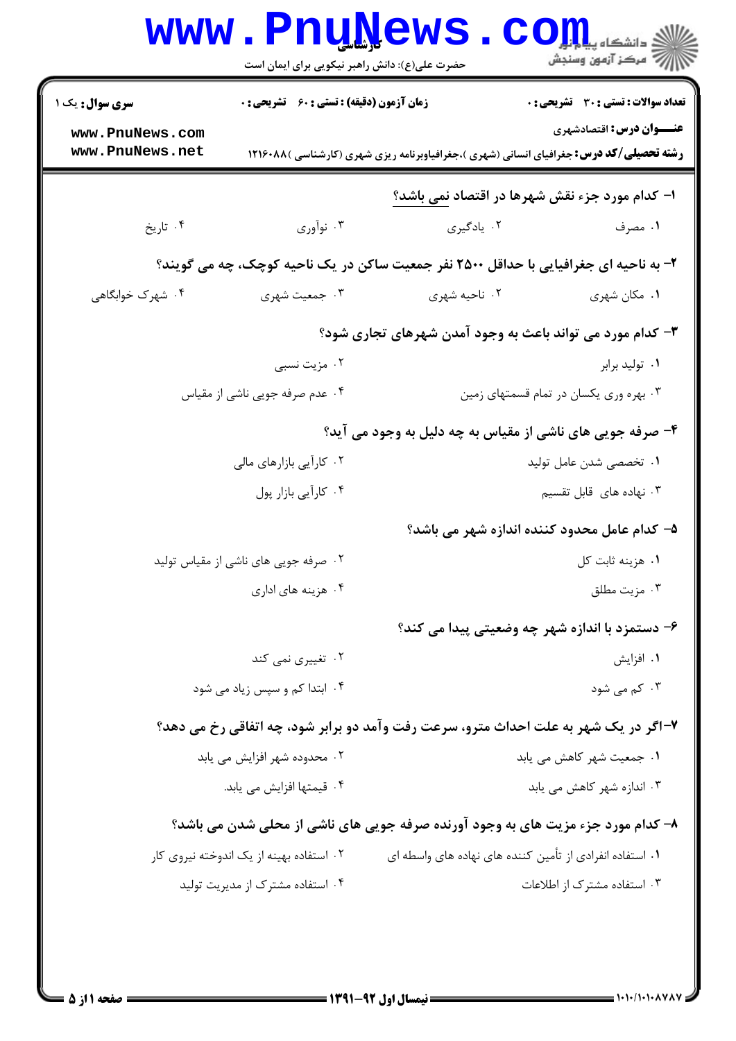کارشناسی

حضرت علی(ع): دانش راهبر نیکویی برای ایمان است

**سری سوال:** یک ۱

**زمان آزمون (دقیقه) : تستی : ۶۰ تشریحی : ۰**

**تعداد سوالات : تستی : ۳۰ تشریحی : ۰**

**عنـــوان درس:** اقتصادشهری

**رشته تحصیلی/کد درس:** جغرافیای انسانی (شهری )،جغرافیاوبرنامه ریزی شهری (کارشناسی )۱۲۱۶۰۸۸

**۱- کدام مورد جزء نقش شهرها در اقتصاد نمی باشد؟**

۱. مصرف ۲. یادگیری ۳. نوآوری ۴. تاریخ

**۲- به ناحیه ای جغرافیایی با حداقل ۲۵۰۰ نفر جمعیت ساکن در یک ناحیه کوچک، چه می گویند؟**

۱. مکان شهری ۲. ناحیه شهری ۳. جمعیت شهری ۴. شهرک خوابگاهی

**۳- کدام مورد می تواند باعث به وجود آمدن شهرهای تجاری شود؟**

۱. تولید برابر ۲. مزیت نسبی ۳. بهره وری یکسان در تمام قسمتهای زمین ۴. عدم صرفه جویی ناشی از مقیاس

**۴- صرفه جویی های ناشی از مقیاس به چه دلیل به وجود می آید؟**

۱. تخصصی شدن عامل تولید ۲. کارآیی بازارهای مالی ۳. نهاده های قابل تقسیم ۴. کارآیی بازار پول

**۵- کدام عامل محدود کننده اندازه شهر می باشد؟**

۱. هزینه ثابت کل ۲. صرفه جویی های ناشی از مقیاس تولید ۳. مزیت مطلق ۴. هزینه های اداری

**۶- دستمزد با اندازه شهر چه وضعیتی پیدا می کند؟**

۱. افزایش ۲. تغییری نمی کند ۳. کم می شود ۴. ابتدا کم و سپس زیاد می شود

**۷-اگر در یک شهر به علت احداث مترو، سرعت رفت وآمد دو برابر شود، چه اتفاقی رخ می دهد؟**

۱. جمعیت شهر کاهش می یابد ۲. محدوده شهر افزایش می یابد ۳. اندازه شهر کاهش می یابد ۴. قیمتها افزایش می یابد.

**۸- کدام مورد جزء مزیت های به وجود آورنده صرفه جویی های ناشی از محلی شدن می باشد؟**

۱. استفاده انفرادی از تأمین کننده های نهاده های واسطه ای ۲. استفاده بهینه از یک اندوخته نیروی کار ۳. استفاده مشترک از اطلاعات ۴. استفاده مشترک از مدیریت تولید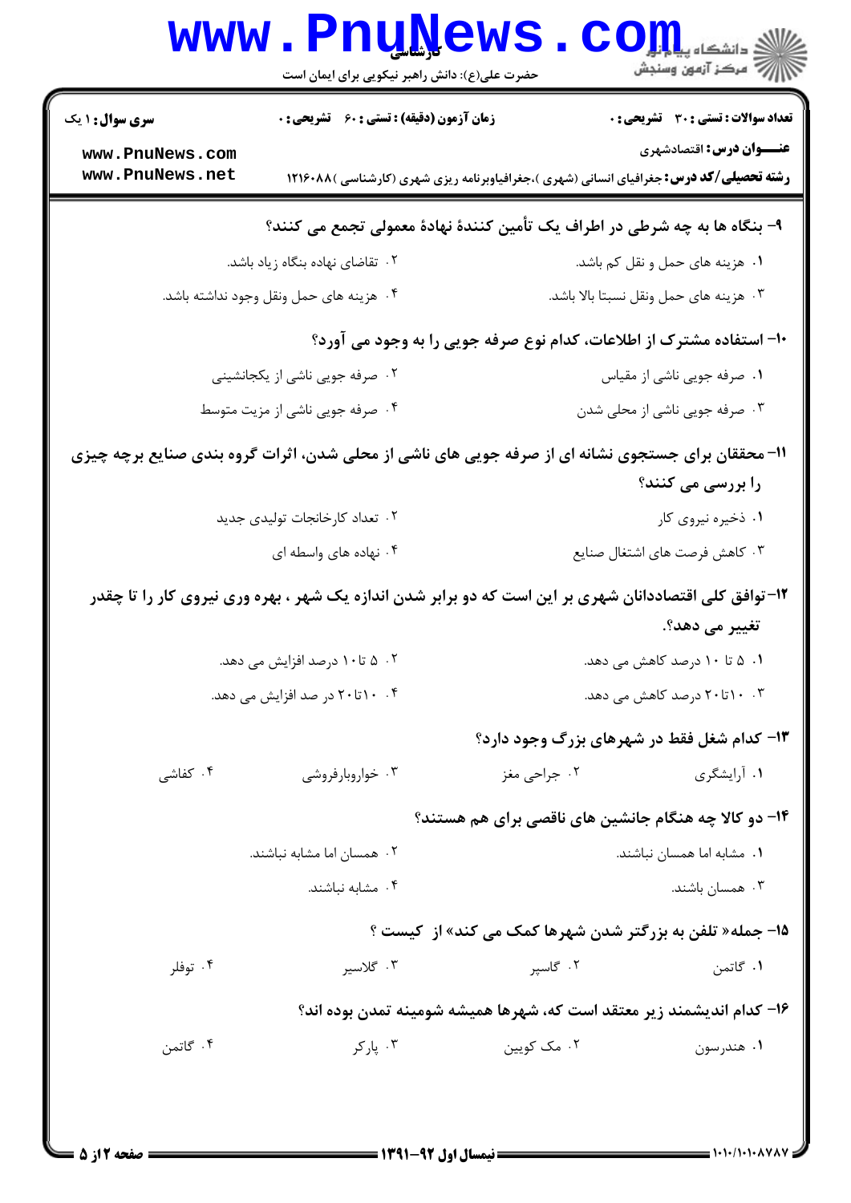۹- بنگاه ها به چه شرطی در اطراف یک تأمین کنندهٔ نهادهٔ معمولی تجمع می کنند؟

۱. هزینه های حمل و نقل کم باشد.

۲. تقاضای نهاده بنگاه زیاد باشد.

۳. هزینه های حمل ونقل نسبتا بالا باشد.

۴. هزینه های حمل ونقل وجود نداشته باشد.

۱۰- استفاده مشترک از اطلاعات، کدام نوع صرفه جویی را به وجود می آورد؟

۱. صرفه جویی ناشی از مقیاس

۲. صرفه جویی ناشی از یکجانشینی

۳. صرفه جویی ناشی از محلی شدن

۴. صرفه جویی ناشی از مزیت متوسط

۱۱- محققان برای جستجوی نشانه ای از صرفه جویی های ناشی از محلی شدن، اثرات گروه بندی صنایع برچه چیزی را بررسی می کنند؟

۱. ذخیره نیروی کار

۲. تعداد کارخانجات تولیدی جدید

۳. کاهش فرصت های اشتغال صنایع

۴. نهاده های واسطه ای

۱۲- توافق کلی اقتصاددانان شهری بر این است که دو برابر شدن اندازه یک شهر ، بهره وری نیروی کار را تا چقدر تغییر می دهد؟.

۱. ۵ تا ۱۰ درصد کاهش می دهد.

۲. ۵ تا۱۰ درصد افزایش می دهد.

۳. ۱۰تا۲۰ درصد کاهش می دهد.

۴. ۱۰تا۲۰ در صد افزایش می دهد.

۱۳- کدام شغل فقط در شهرهای بزرگ وجود دارد؟

۱. آرایشگری

۲. جراحی مغز

۳. خواروبارفروشی

۴. کفاشی

۱۴- دو کالا چه هنگام جانشین های ناقصی برای هم هستند؟

۱. مشابه اما همسان نباشند.

۲. همسان اما مشابه نباشند.

۳. همسان باشند.

۴. مشابه نباشند.

۱۵- جمله« تلفن به بزرگتر شدن شهرها کمک می کند» از کیست ؟

۱. گاتمن

۲. گاسپر

۳. گلاسیر

۴. توفلر

۱۶- کدام اندیشمند زیر معتقد است که، شهرها همیشه شومینه تمدن بوده اند؟

۱. هندرسون

۲. مک کویین

۳. پارکر

۴. گاتمن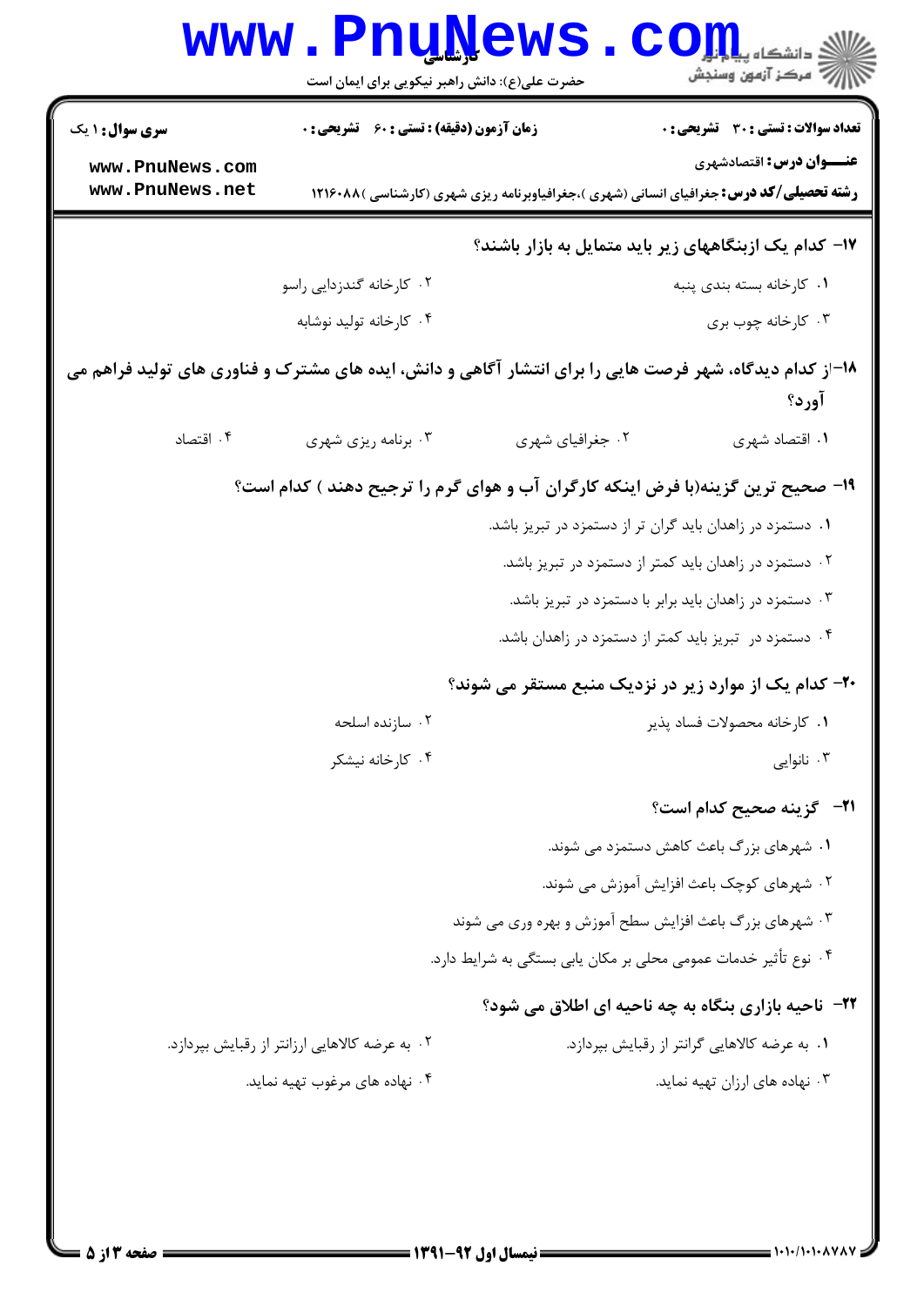۱۷- کدام یک ازبنگاههای زیر باید متمایل به بازار باشند؟

۱. کارخانه بسته بندی پنبه
۲. کارخانه گندزدایی راسو
۳. کارخانه چوب بری
۴. کارخانه تولید نوشابه

۱۸-از کدام دیدگاه، شهر فرصت هایی را برای انتشار آگاهی و دانش، ایده های مشترک و فناوری های تولید فراهم می آورد؟

۱. اقتصاد شهری
۲. جغرافیای شهری
۳. برنامه ریزی شهری
۴. اقتصاد

۱۹- صحیح ترین گزینه(با فرض اینکه کارگران آب و هوای گرم را ترجیح دهند ) کدام است؟

۱. دستمزد در زاهدان باید گران تر از دستمزد در تبریز باشد.
۲. دستمزد در زاهدان باید کمتر از دستمزد در تبریز باشد.
۳. دستمزد در زاهدان باید برابر با دستمزد در تبریز باشد.
۴. دستمزد در تبریز باید کمتر از دستمزد در زاهدان باشد.

۲۰- کدام یک از موارد زیر در نزدیک منبع مستقر می شوند؟

۱. کارخانه محصولات فساد پذیر
۲. سازنده اسلحه
۳. نانوایی
۴. کارخانه نیشکر

۲۱- گزینه صحیح کدام است؟

۱. شهرهای بزرگ باعث کاهش دستمزد می شوند.
۲. شهرهای کوچک باعث افزایش آموزش می شوند.
۳. شهرهای بزرگ باعث افزایش سطح آموزش و بهره وری می شوند
۴. نوع تأثیر خدمات عمومی محلی بر مکان یابی بستگی به شرایط دارد.

۲۲- ناحیه بازاری بنگاه به چه ناحیه ای اطلاق می شود؟

۱. به عرضه کالاهایی گرانتر از رقبایش بپردازد.
۲. به عرضه کالاهایی ارزانتر از رقبایش بپردازد.
۳. نهاده های ارزان تهیه نماید.
۴. نهاده های مرغوب تهیه نماید.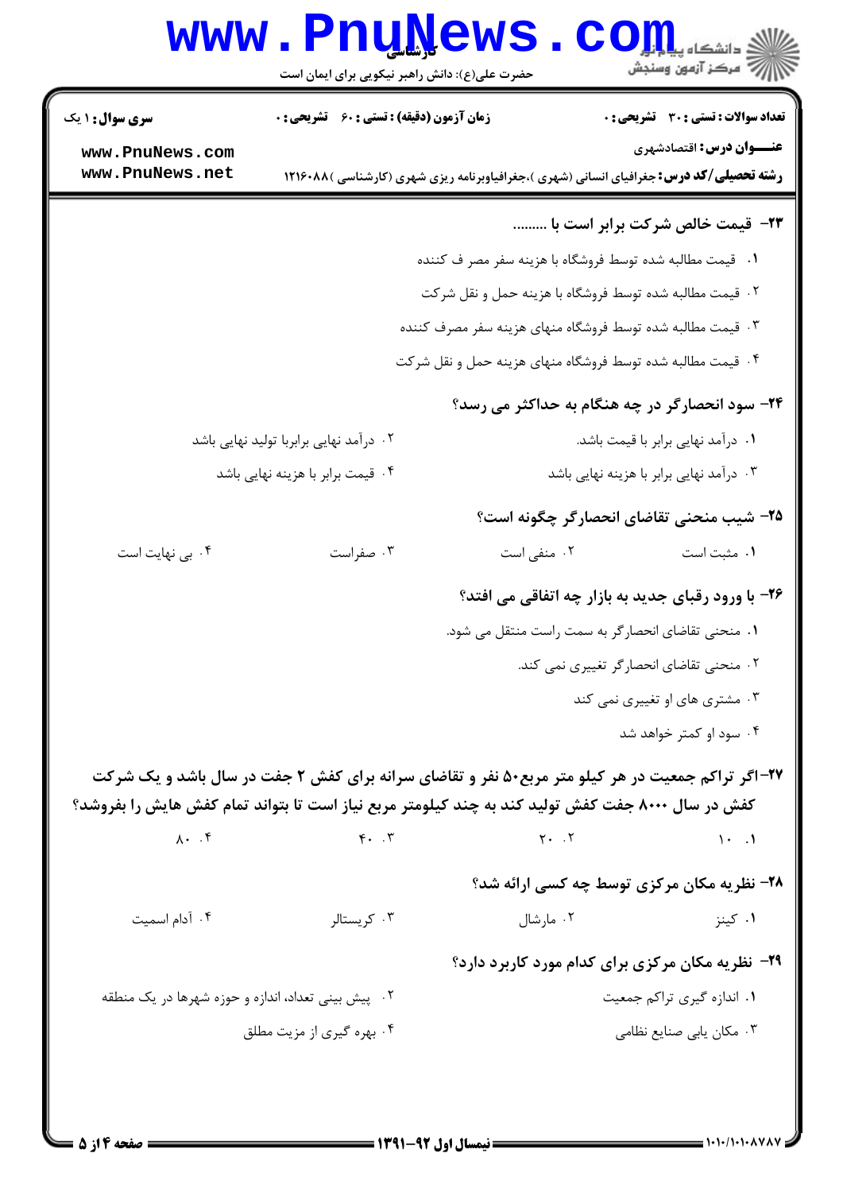**۲۳- قیمت خالص شرکت برابر است با .........**

۱. قیمت مطالبه شده توسط فروشگاه با هزینه سفر مصر ف کننده

۲. قیمت مطالبه شده توسط فروشگاه با هزینه حمل و نقل شرکت

۳. قیمت مطالبه شده توسط فروشگاه منهای هزینه سفر مصرف کننده

۴. قیمت مطالبه شده توسط فروشگاه منهای هزینه حمل و نقل شرکت

**۲۴- سود انحصارگر در چه هنگام به حداکثر می رسد؟**

۱. درآمد نهایی برابر با قیمت باشد.

۲. درآمد نهایی برابربا تولید نهایی باشد

۳. درآمد نهایی برابر با هزینه نهایی باشد

۴. قیمت برابر با هزینه نهایی باشد

**۲۵- شیب منحنی تقاضای انحصارگر چگونه است؟**

۱. مثبت است

۲. منفی است

۳. صفراست

۴. بی نهایت است

**۲۶- با ورود رقبای جدید به بازار چه اتفاقی می افتد؟**

۱. منحنی تقاضای انحصارگر به سمت راست منتقل می شود.

۲. منحنی تقاضای انحصارگر تغییری نمی کند.

۳. مشتری های او تغییری نمی کند

۴. سود او کمتر خواهد شد

**۲۷-اگر تراکم جمعیت در هر کیلو متر مربع۵۰ نفر و تقاضای سرانه برای کفش ۲ جفت در سال باشد و یک شرکت کفش در سال ۸۰۰۰ جفت کفش تولید کند به چند کیلومتر مربع نیاز است تا بتواند تمام کفش هایش را بفروشد؟**

۱. ۱۰

۲. ۲۰

۳. ۴۰

۴. ۸۰

**۲۸- نظریه مکان مرکزی توسط چه کسی ارائه شد؟**

۱. کینز

۲. مارشال

۳. کریستالر

۴. آدام اسمیت

**۲۹- نظریه مکان مرکزی برای کدام مورد کاربرد دارد؟**

۱. اندازه گیری تراکم جمعیت

۲. پیش بینی تعداد، اندازه و حوزه شهرها در یک منطقه

۳. مکان یابی صنایع نظامی

۴. بهره گیری از مزیت مطلق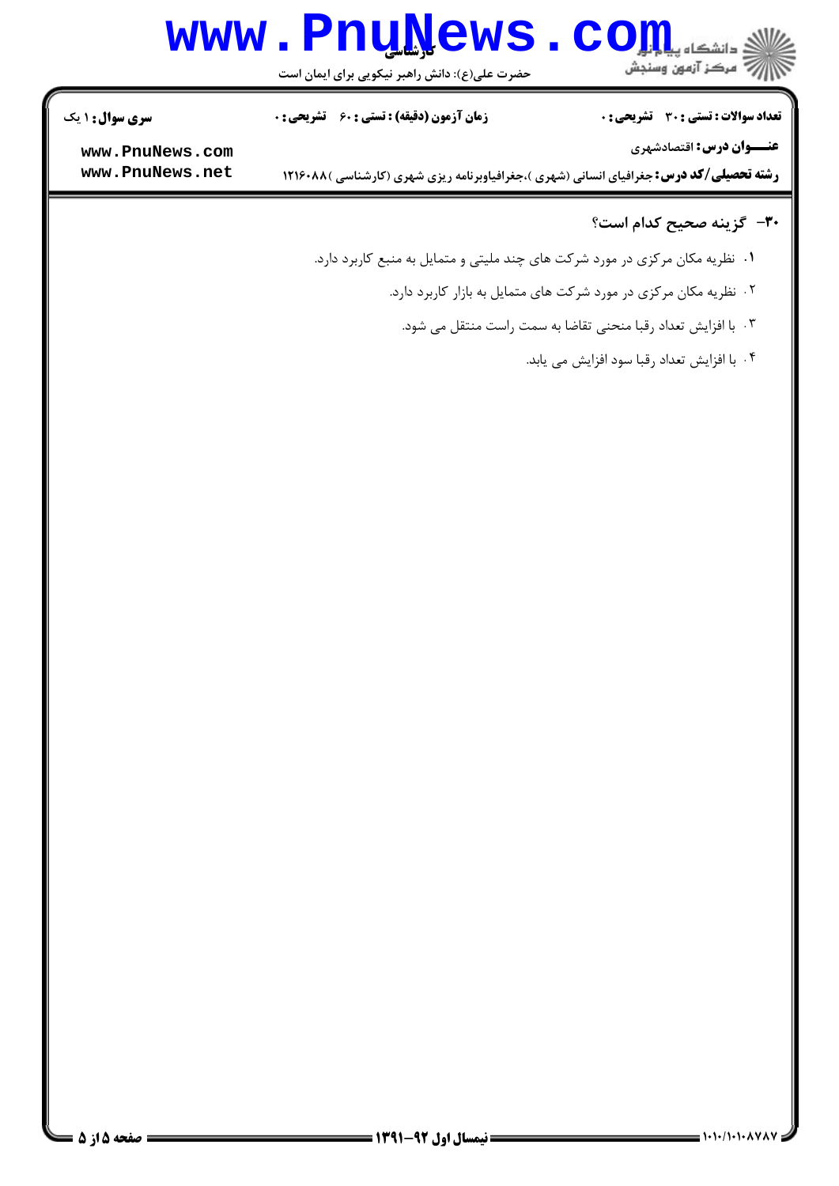**۳۰- گزینه صحیح کدام است؟**

۱. نظریه مکان مرکزی در مورد شرکت های چند ملیتی و متمایل به منبع کاربرد دارد.

۲. نظریه مکان مرکزی در مورد شرکت های متمایل به بازار کاربرد دارد.

۳. با افزایش تعداد رقبا منحنی تقاضا به سمت راست منتقل می شود.

۴. با افزایش تعداد رقبا سود افزایش می یابد.